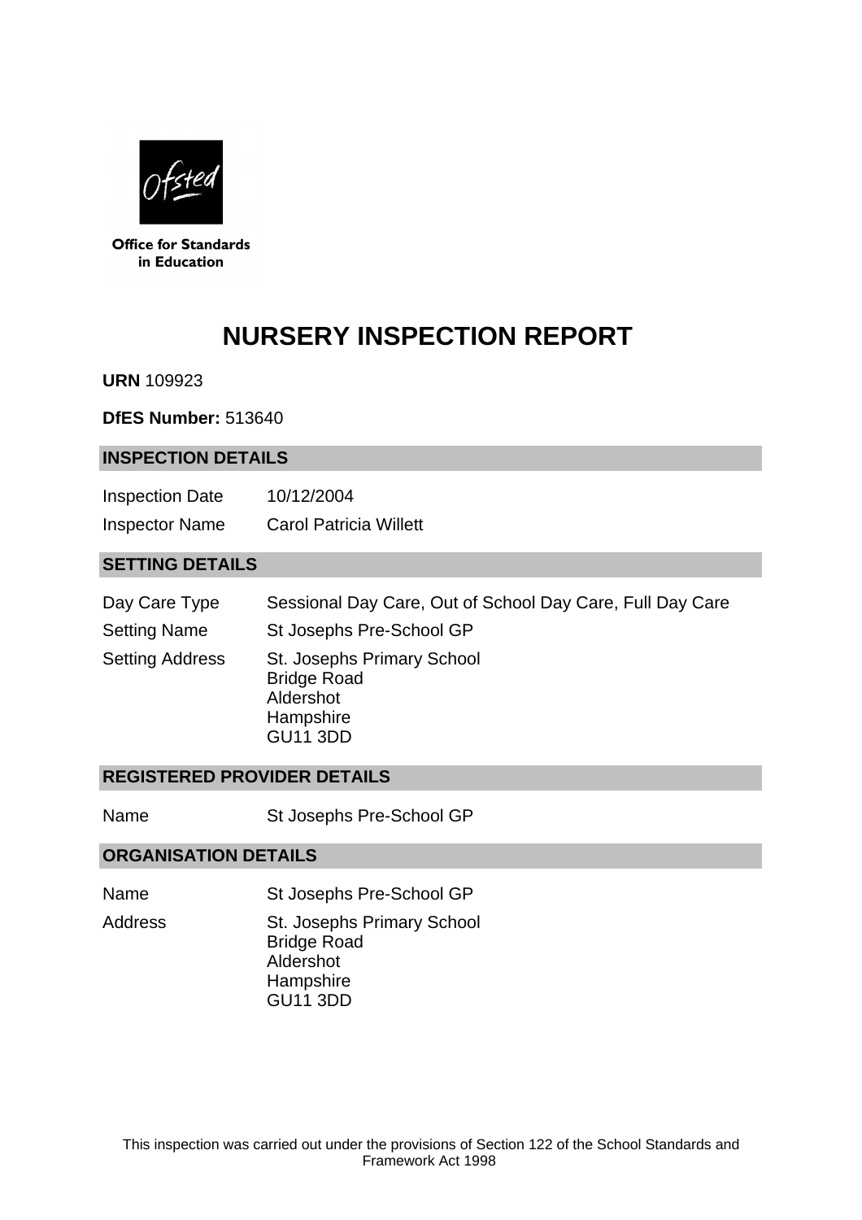Office for Standards in Education

# NURSERY INSPECTION REPORT

**URN** 109923

**DfES Number:** 513640

## INSPECTION DETAILS

| | |
|---|---|
| Inspection Date | 10/12/2004 |
| Inspector Name | Carol Patricia Willett |

## SETTING DETAILS

| | |
|---|---|
| Day Care Type | Sessional Day Care, Out of School Day Care, Full Day Care |
| Setting Name | St Josephs Pre-School GP |
| Setting Address | St. Josephs Primary School<br>Bridge Road<br>Aldershot<br>Hampshire<br>GU11 3DD |

## REGISTERED PROVIDER DETAILS

| | |
|---|---|
| Name | St Josephs Pre-School GP |

## ORGANISATION DETAILS

| | |
|---|---|
| Name | St Josephs Pre-School GP |
| Address | St. Josephs Primary School<br>Bridge Road<br>Aldershot<br>Hampshire<br>GU11 3DD |

This inspection was carried out under the provisions of Section 122 of the School Standards and Framework Act 1998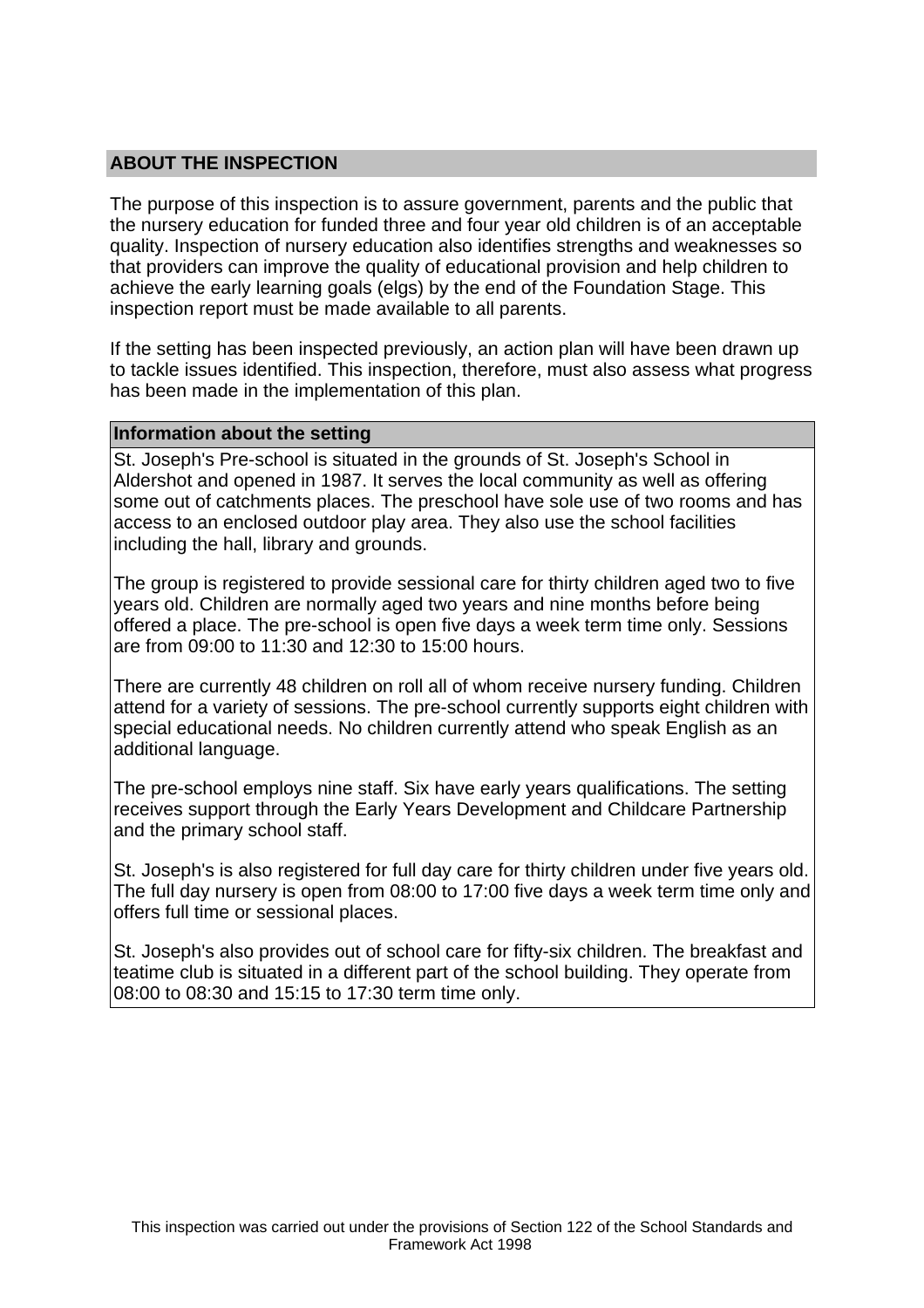## ABOUT THE INSPECTION

The purpose of this inspection is to assure government, parents and the public that the nursery education for funded three and four year old children is of an acceptable quality. Inspection of nursery education also identifies strengths and weaknesses so that providers can improve the quality of educational provision and help children to achieve the early learning goals (elgs) by the end of the Foundation Stage. This inspection report must be made available to all parents.

If the setting has been inspected previously, an action plan will have been drawn up to tackle issues identified. This inspection, therefore, must also assess what progress has been made in the implementation of this plan.

### Information about the setting

St. Joseph's Pre-school is situated in the grounds of St. Joseph's School in Aldershot and opened in 1987. It serves the local community as well as offering some out of catchments places. The preschool have sole use of two rooms and has access to an enclosed outdoor play area. They also use the school facilities including the hall, library and grounds.

The group is registered to provide sessional care for thirty children aged two to five years old. Children are normally aged two years and nine months before being offered a place. The pre-school is open five days a week term time only. Sessions are from 09:00 to 11:30 and 12:30 to 15:00 hours.

There are currently 48 children on roll all of whom receive nursery funding. Children attend for a variety of sessions. The pre-school currently supports eight children with special educational needs. No children currently attend who speak English as an additional language.

The pre-school employs nine staff. Six have early years qualifications. The setting receives support through the Early Years Development and Childcare Partnership and the primary school staff.

St. Joseph's is also registered for full day care for thirty children under five years old. The full day nursery is open from 08:00 to 17:00 five days a week term time only and offers full time or sessional places.

St. Joseph's also provides out of school care for fifty-six children. The breakfast and teatime club is situated in a different part of the school building. They operate from 08:00 to 08:30 and 15:15 to 17:30 term time only.

This inspection was carried out under the provisions of Section 122 of the School Standards and Framework Act 1998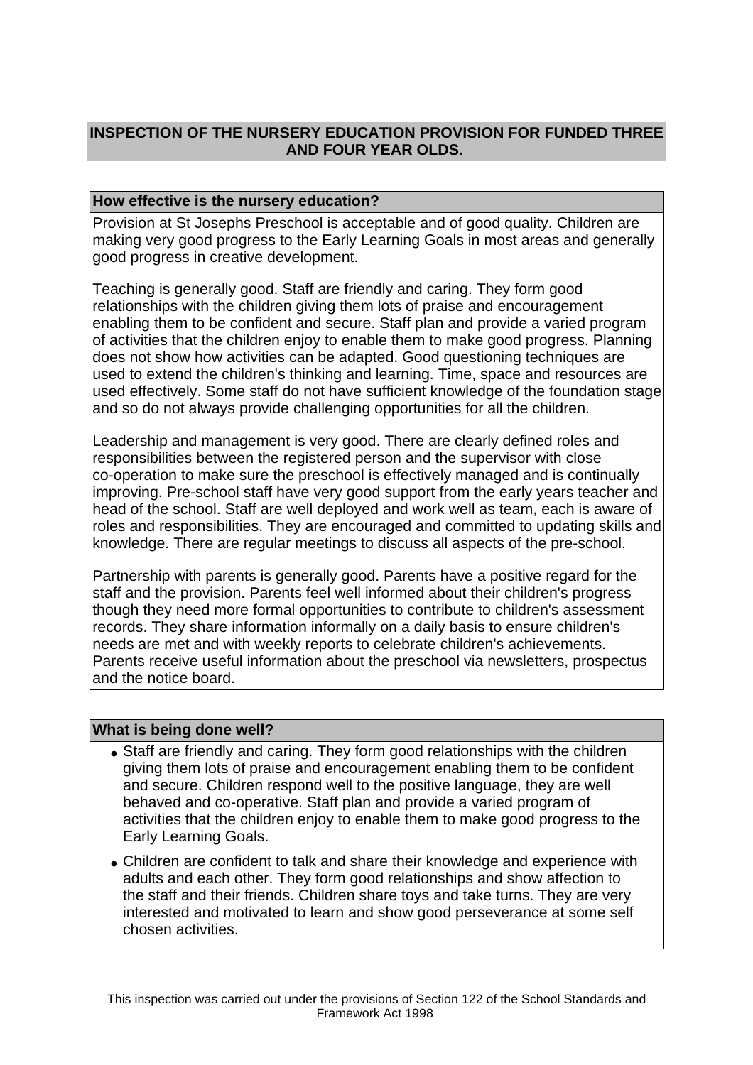## INSPECTION OF THE NURSERY EDUCATION PROVISION FOR FUNDED THREE AND FOUR YEAR OLDS.

### How effective is the nursery education?

Provision at St Josephs Preschool is acceptable and of good quality. Children are making very good progress to the Early Learning Goals in most areas and generally good progress in creative development.

Teaching is generally good. Staff are friendly and caring. They form good relationships with the children giving them lots of praise and encouragement enabling them to be confident and secure. Staff plan and provide a varied program of activities that the children enjoy to enable them to make good progress. Planning does not show how activities can be adapted. Good questioning techniques are used to extend the children's thinking and learning. Time, space and resources are used effectively. Some staff do not have sufficient knowledge of the foundation stage and so do not always provide challenging opportunities for all the children.

Leadership and management is very good. There are clearly defined roles and responsibilities between the registered person and the supervisor with close co-operation to make sure the preschool is effectively managed and is continually improving. Pre-school staff have very good support from the early years teacher and head of the school. Staff are well deployed and work well as team, each is aware of roles and responsibilities. They are encouraged and committed to updating skills and knowledge. There are regular meetings to discuss all aspects of the pre-school.

Partnership with parents is generally good. Parents have a positive regard for the staff and the provision. Parents feel well informed about their children's progress though they need more formal opportunities to contribute to children's assessment records. They share information informally on a daily basis to ensure children's needs are met and with weekly reports to celebrate children's achievements. Parents receive useful information about the preschool via newsletters, prospectus and the notice board.

### What is being done well?

- Staff are friendly and caring. They form good relationships with the children giving them lots of praise and encouragement enabling them to be confident and secure. Children respond well to the positive language, they are well behaved and co-operative. Staff plan and provide a varied program of activities that the children enjoy to enable them to make good progress to the Early Learning Goals.
- Children are confident to talk and share their knowledge and experience with adults and each other. They form good relationships and show affection to the staff and their friends. Children share toys and take turns. They are very interested and motivated to learn and show good perseverance at some self chosen activities.

This inspection was carried out under the provisions of Section 122 of the School Standards and Framework Act 1998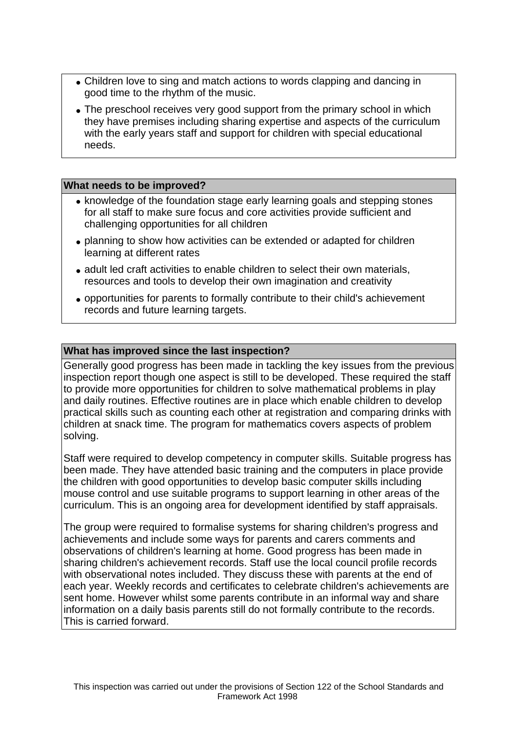- Children love to sing and match actions to words clapping and dancing in good time to the rhythm of the music.
- The preschool receives very good support from the primary school in which they have premises including sharing expertise and aspects of the curriculum with the early years staff and support for children with special educational needs.

## What needs to be improved?

- knowledge of the foundation stage early learning goals and stepping stones for all staff to make sure focus and core activities provide sufficient and challenging opportunities for all children
- planning to show how activities can be extended or adapted for children learning at different rates
- adult led craft activities to enable children to select their own materials, resources and tools to develop their own imagination and creativity
- opportunities for parents to formally contribute to their child's achievement records and future learning targets.

## What has improved since the last inspection?

Generally good progress has been made in tackling the key issues from the previous inspection report though one aspect is still to be developed. These required the staff to provide more opportunities for children to solve mathematical problems in play and daily routines. Effective routines are in place which enable children to develop practical skills such as counting each other at registration and comparing drinks with children at snack time. The program for mathematics covers aspects of problem solving.

Staff were required to develop competency in computer skills. Suitable progress has been made. They have attended basic training and the computers in place provide the children with good opportunities to develop basic computer skills including mouse control and use suitable programs to support learning in other areas of the curriculum. This is an ongoing area for development identified by staff appraisals.

The group were required to formalise systems for sharing children's progress and achievements and include some ways for parents and carers comments and observations of children's learning at home. Good progress has been made in sharing children's achievement records. Staff use the local council profile records with observational notes included. They discuss these with parents at the end of each year. Weekly records and certificates to celebrate children's achievements are sent home. However whilst some parents contribute in an informal way and share information on a daily basis parents still do not formally contribute to the records. This is carried forward.

This inspection was carried out under the provisions of Section 122 of the School Standards and Framework Act 1998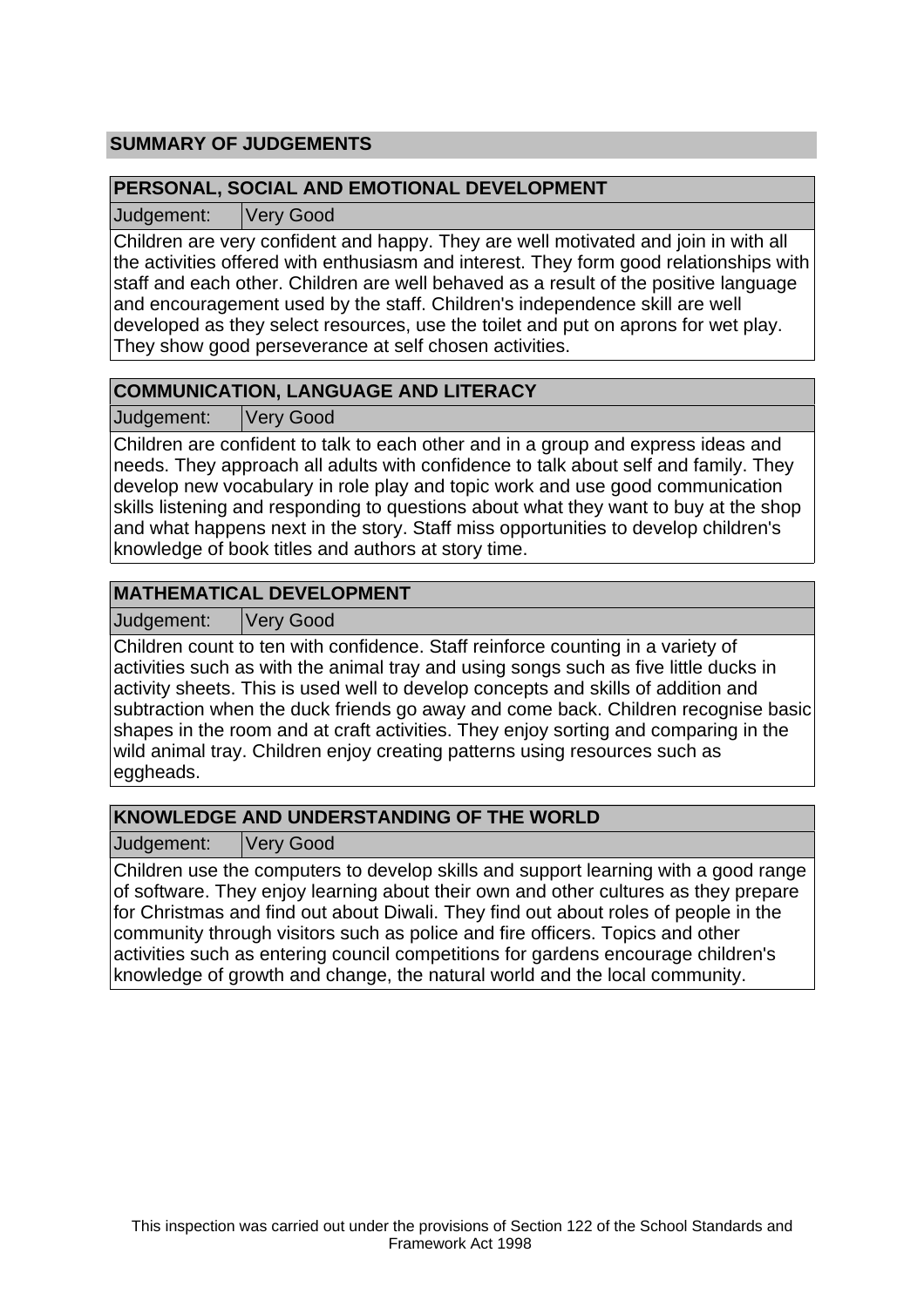## SUMMARY OF JUDGEMENTS

### PERSONAL, SOCIAL AND EMOTIONAL DEVELOPMENT

Judgement: Very Good

Children are very confident and happy. They are well motivated and join in with all the activities offered with enthusiasm and interest. They form good relationships with staff and each other. Children are well behaved as a result of the positive language and encouragement used by the staff. Children's independence skill are well developed as they select resources, use the toilet and put on aprons for wet play. They show good perseverance at self chosen activities.

### COMMUNICATION, LANGUAGE AND LITERACY

Judgement: Very Good

Children are confident to talk to each other and in a group and express ideas and needs. They approach all adults with confidence to talk about self and family. They develop new vocabulary in role play and topic work and use good communication skills listening and responding to questions about what they want to buy at the shop and what happens next in the story. Staff miss opportunities to develop children's knowledge of book titles and authors at story time.

### MATHEMATICAL DEVELOPMENT

Judgement: Very Good

Children count to ten with confidence. Staff reinforce counting in a variety of activities such as with the animal tray and using songs such as five little ducks in activity sheets. This is used well to develop concepts and skills of addition and subtraction when the duck friends go away and come back. Children recognise basic shapes in the room and at craft activities. They enjoy sorting and comparing in the wild animal tray. Children enjoy creating patterns using resources such as eggheads.

### KNOWLEDGE AND UNDERSTANDING OF THE WORLD

Judgement: Very Good

Children use the computers to develop skills and support learning with a good range of software. They enjoy learning about their own and other cultures as they prepare for Christmas and find out about Diwali. They find out about roles of people in the community through visitors such as police and fire officers. Topics and other activities such as entering council competitions for gardens encourage children's knowledge of growth and change, the natural world and the local community.

This inspection was carried out under the provisions of Section 122 of the School Standards and Framework Act 1998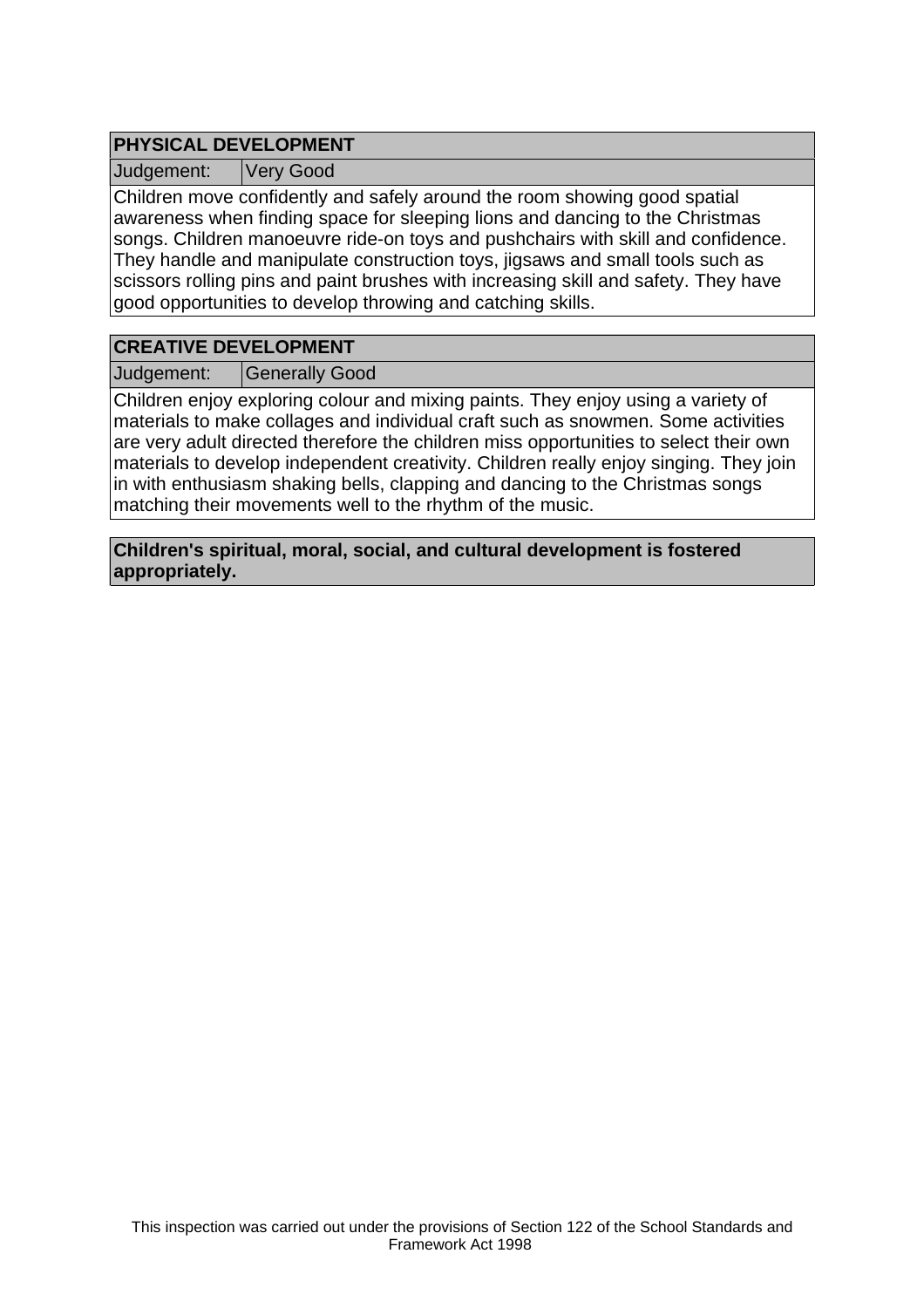## PHYSICAL DEVELOPMENT

| Judgement: | Very Good |
|---|---|

Children move confidently and safely around the room showing good spatial awareness when finding space for sleeping lions and dancing to the Christmas songs. Children manoeuvre ride-on toys and pushchairs with skill and confidence. They handle and manipulate construction toys, jigsaws and small tools such as scissors rolling pins and paint brushes with increasing skill and safety. They have good opportunities to develop throwing and catching skills.

## CREATIVE DEVELOPMENT

| Judgement: | Generally Good |
|---|---|

Children enjoy exploring colour and mixing paints. They enjoy using a variety of materials to make collages and individual craft such as snowmen. Some activities are very adult directed therefore the children miss opportunities to select their own materials to develop independent creativity. Children really enjoy singing. They join in with enthusiasm shaking bells, clapping and dancing to the Christmas songs matching their movements well to the rhythm of the music.

**Children's spiritual, moral, social, and cultural development is fostered appropriately.**

This inspection was carried out under the provisions of Section 122 of the School Standards and Framework Act 1998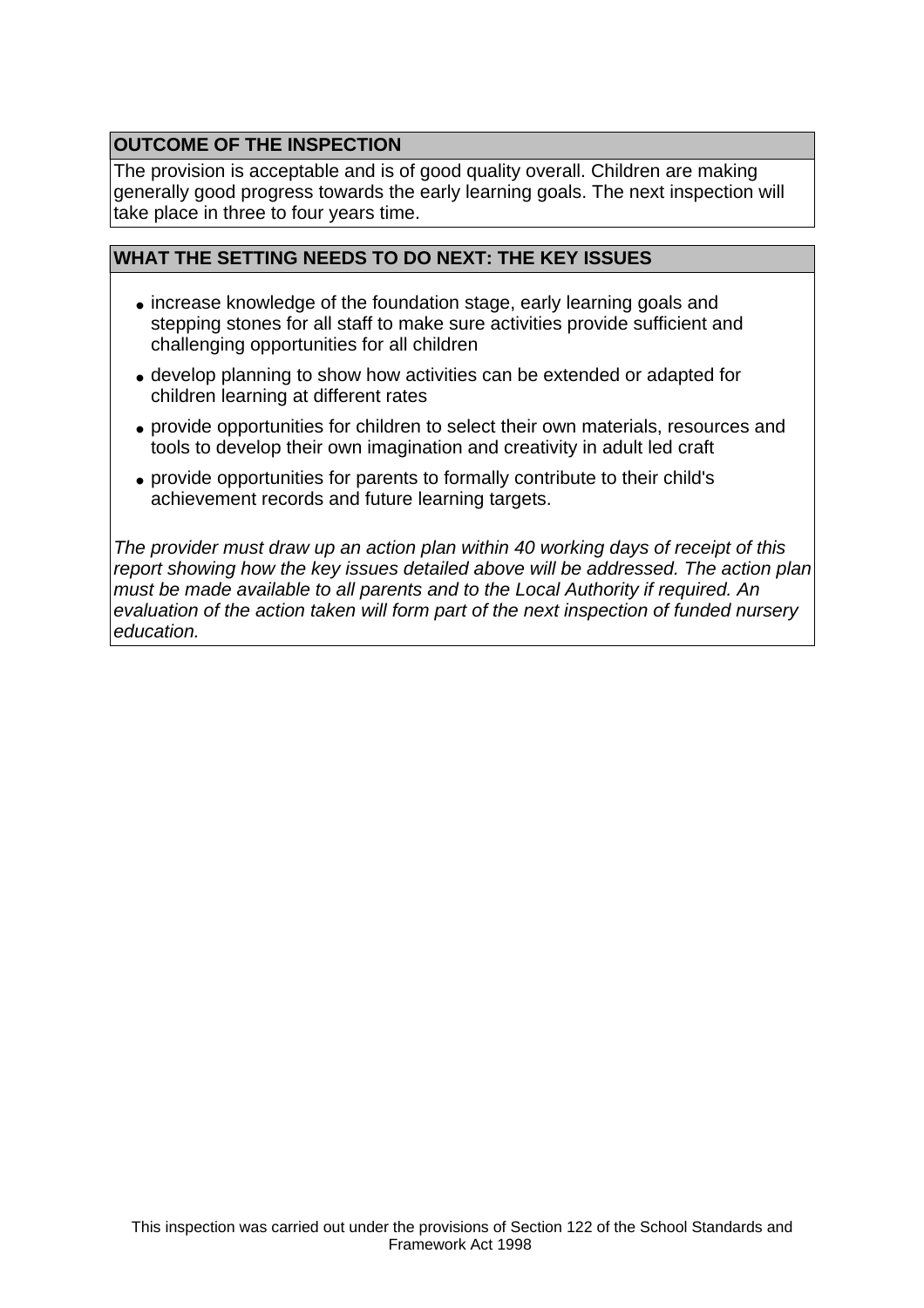## OUTCOME OF THE INSPECTION

The provision is acceptable and is of good quality overall. Children are making generally good progress towards the early learning goals. The next inspection will take place in three to four years time.

## WHAT THE SETTING NEEDS TO DO NEXT: THE KEY ISSUES

- increase knowledge of the foundation stage, early learning goals and stepping stones for all staff to make sure activities provide sufficient and challenging opportunities for all children
- develop planning to show how activities can be extended or adapted for children learning at different rates
- provide opportunities for children to select their own materials, resources and tools to develop their own imagination and creativity in adult led craft
- provide opportunities for parents to formally contribute to their child's achievement records and future learning targets.

*The provider must draw up an action plan within 40 working days of receipt of this report showing how the key issues detailed above will be addressed. The action plan must be made available to all parents and to the Local Authority if required. An evaluation of the action taken will form part of the next inspection of funded nursery education.*

This inspection was carried out under the provisions of Section 122 of the School Standards and Framework Act 1998